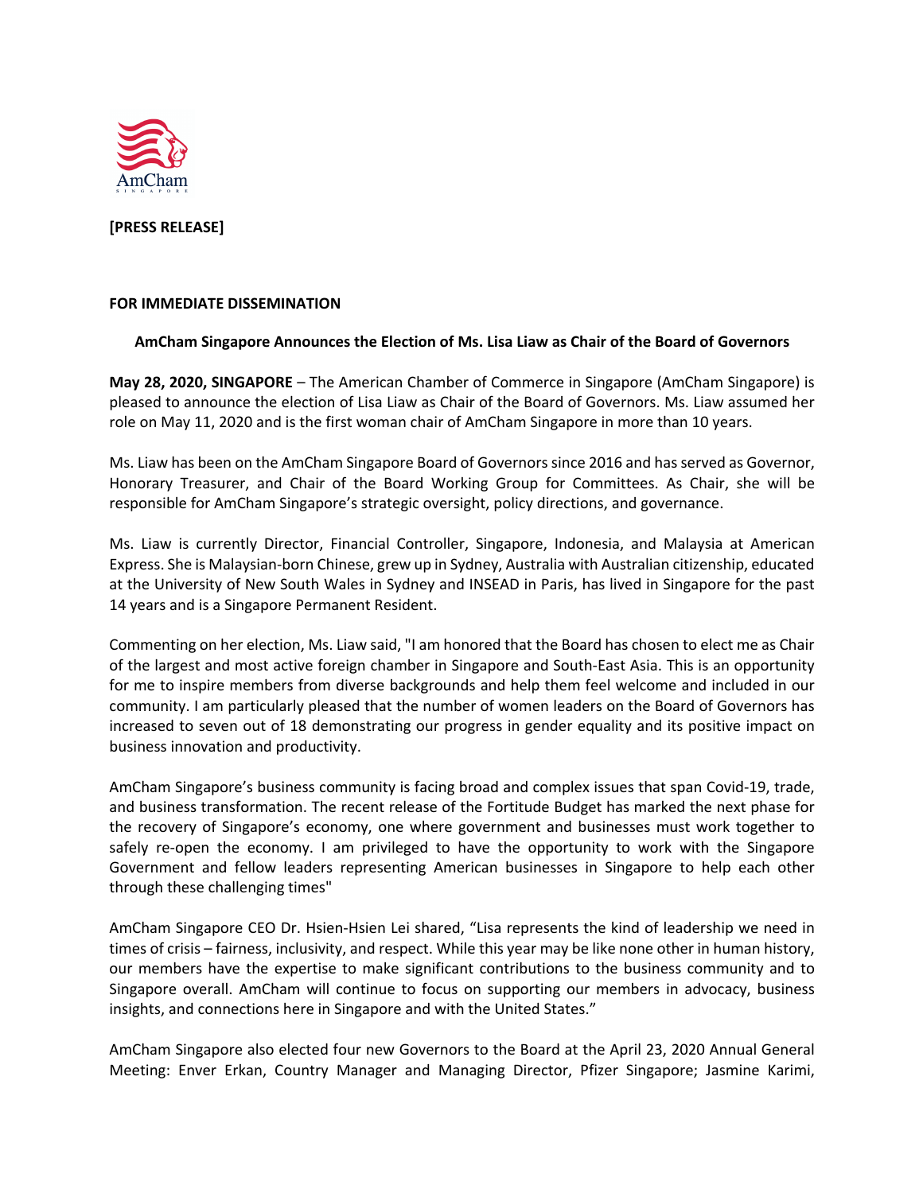**[PRESS RELEASE]**

**FOR IMMEDIATE DISSEMINATION**

## AmCham Singapore Announces the Election of Ms. Lisa Liaw as Chair of the Board of Governors

**May 28, 2020, SINGAPORE** – The American Chamber of Commerce in Singapore (AmCham Singapore) is pleased to announce the election of Lisa Liaw as Chair of the Board of Governors. Ms. Liaw assumed her role on May 11, 2020 and is the first woman chair of AmCham Singapore in more than 10 years.

Ms. Liaw has been on the AmCham Singapore Board of Governors since 2016 and has served as Governor, Honorary Treasurer, and Chair of the Board Working Group for Committees. As Chair, she will be responsible for AmCham Singapore's strategic oversight, policy directions, and governance.

Ms. Liaw is currently Director, Financial Controller, Singapore, Indonesia, and Malaysia at American Express. She is Malaysian-born Chinese, grew up in Sydney, Australia with Australian citizenship, educated at the University of New South Wales in Sydney and INSEAD in Paris, has lived in Singapore for the past 14 years and is a Singapore Permanent Resident.

Commenting on her election, Ms. Liaw said, "I am honored that the Board has chosen to elect me as Chair of the largest and most active foreign chamber in Singapore and South-East Asia. This is an opportunity for me to inspire members from diverse backgrounds and help them feel welcome and included in our community. I am particularly pleased that the number of women leaders on the Board of Governors has increased to seven out of 18 demonstrating our progress in gender equality and its positive impact on business innovation and productivity.

AmCham Singapore's business community is facing broad and complex issues that span Covid-19, trade, and business transformation. The recent release of the Fortitude Budget has marked the next phase for the recovery of Singapore's economy, one where government and businesses must work together to safely re-open the economy. I am privileged to have the opportunity to work with the Singapore Government and fellow leaders representing American businesses in Singapore to help each other through these challenging times"

AmCham Singapore CEO Dr. Hsien-Hsien Lei shared, "Lisa represents the kind of leadership we need in times of crisis – fairness, inclusivity, and respect. While this year may be like none other in human history, our members have the expertise to make significant contributions to the business community and to Singapore overall. AmCham will continue to focus on supporting our members in advocacy, business insights, and connections here in Singapore and with the United States."

AmCham Singapore also elected four new Governors to the Board at the April 23, 2020 Annual General Meeting: Enver Erkan, Country Manager and Managing Director, Pfizer Singapore; Jasmine Karimi,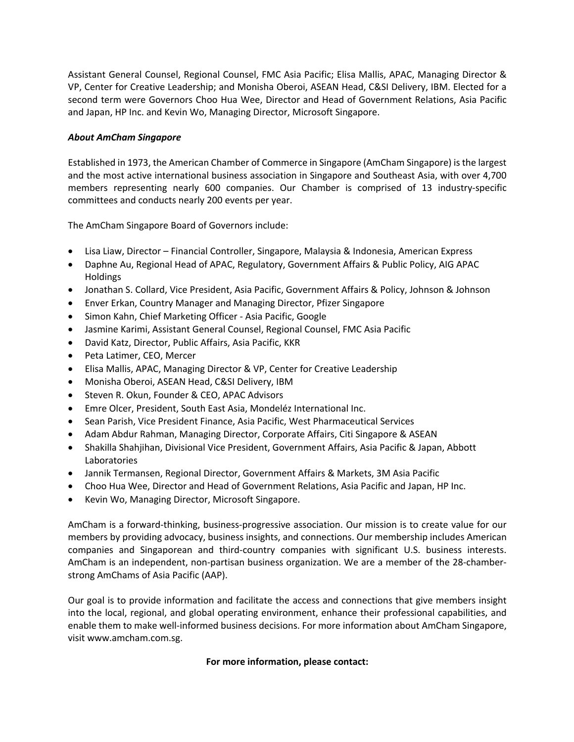Assistant General Counsel, Regional Counsel, FMC Asia Pacific; Elisa Mallis, APAC, Managing Director & VP, Center for Creative Leadership; and Monisha Oberoi, ASEAN Head, C&SI Delivery, IBM. Elected for a second term were Governors Choo Hua Wee, Director and Head of Government Relations, Asia Pacific and Japan, HP Inc. and Kevin Wo, Managing Director, Microsoft Singapore.

***About AmCham Singapore***

Established in 1973, the American Chamber of Commerce in Singapore (AmCham Singapore) is the largest and the most active international business association in Singapore and Southeast Asia, with over 4,700 members representing nearly 600 companies. Our Chamber is comprised of 13 industry-specific committees and conducts nearly 200 events per year.

The AmCham Singapore Board of Governors include:

- Lisa Liaw, Director – Financial Controller, Singapore, Malaysia & Indonesia, American Express
- Daphne Au, Regional Head of APAC, Regulatory, Government Affairs & Public Policy, AIG APAC Holdings
- Jonathan S. Collard, Vice President, Asia Pacific, Government Affairs & Policy, Johnson & Johnson
- Enver Erkan, Country Manager and Managing Director, Pfizer Singapore
- Simon Kahn, Chief Marketing Officer - Asia Pacific, Google
- Jasmine Karimi, Assistant General Counsel, Regional Counsel, FMC Asia Pacific
- David Katz, Director, Public Affairs, Asia Pacific, KKR
- Peta Latimer, CEO, Mercer
- Elisa Mallis, APAC, Managing Director & VP, Center for Creative Leadership
- Monisha Oberoi, ASEAN Head, C&SI Delivery, IBM
- Steven R. Okun, Founder & CEO, APAC Advisors
- Emre Olcer, President, South East Asia, Mondeléz International Inc.
- Sean Parish, Vice President Finance, Asia Pacific, West Pharmaceutical Services
- Adam Abdur Rahman, Managing Director, Corporate Affairs, Citi Singapore & ASEAN
- Shakilla Shahjihan, Divisional Vice President, Government Affairs, Asia Pacific & Japan, Abbott Laboratories
- Jannik Termansen, Regional Director, Government Affairs & Markets, 3M Asia Pacific
- Choo Hua Wee, Director and Head of Government Relations, Asia Pacific and Japan, HP Inc.
- Kevin Wo, Managing Director, Microsoft Singapore.

AmCham is a forward-thinking, business-progressive association. Our mission is to create value for our members by providing advocacy, business insights, and connections. Our membership includes American companies and Singaporean and third-country companies with significant U.S. business interests. AmCham is an independent, non-partisan business organization. We are a member of the 28-chamber-strong AmChams of Asia Pacific (AAP).

Our goal is to provide information and facilitate the access and connections that give members insight into the local, regional, and global operating environment, enhance their professional capabilities, and enable them to make well-informed business decisions. For more information about AmCham Singapore, visit www.amcham.com.sg.

**For more information, please contact:**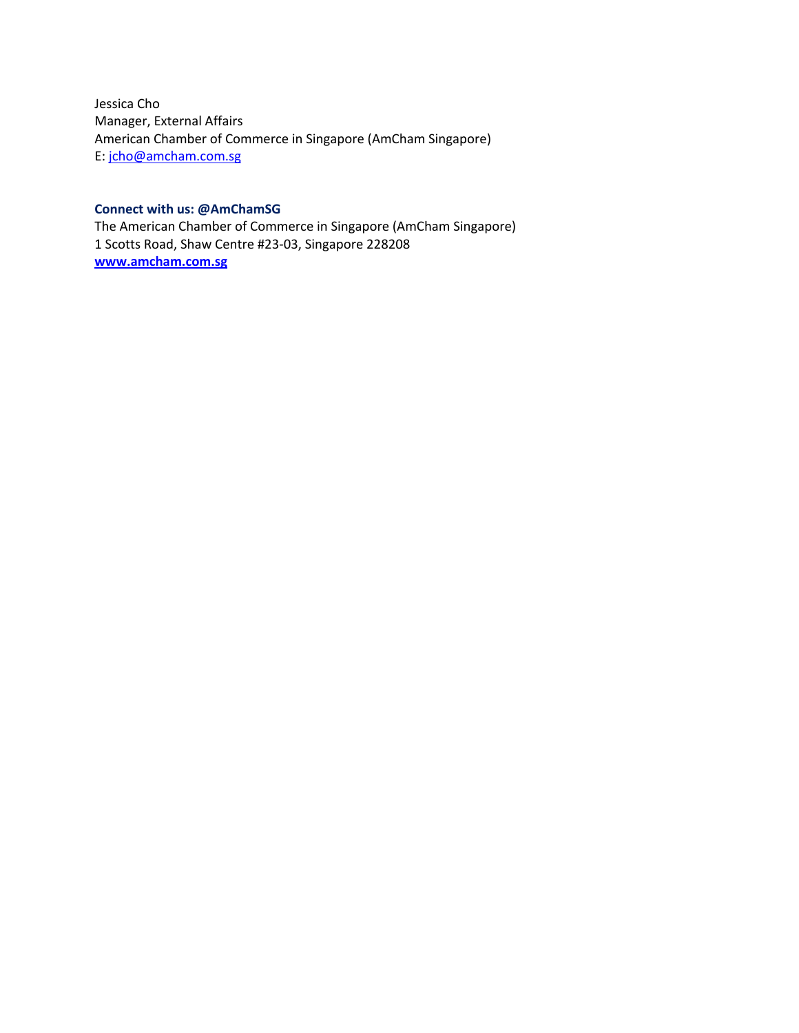Jessica Cho
Manager, External Affairs
American Chamber of Commerce in Singapore (AmCham Singapore)
E: jcho@amcham.com.sg

**Connect with us: @AmChamSG**
The American Chamber of Commerce in Singapore (AmCham Singapore)
1 Scotts Road, Shaw Centre #23-03, Singapore 228208
**www.amcham.com.sg**